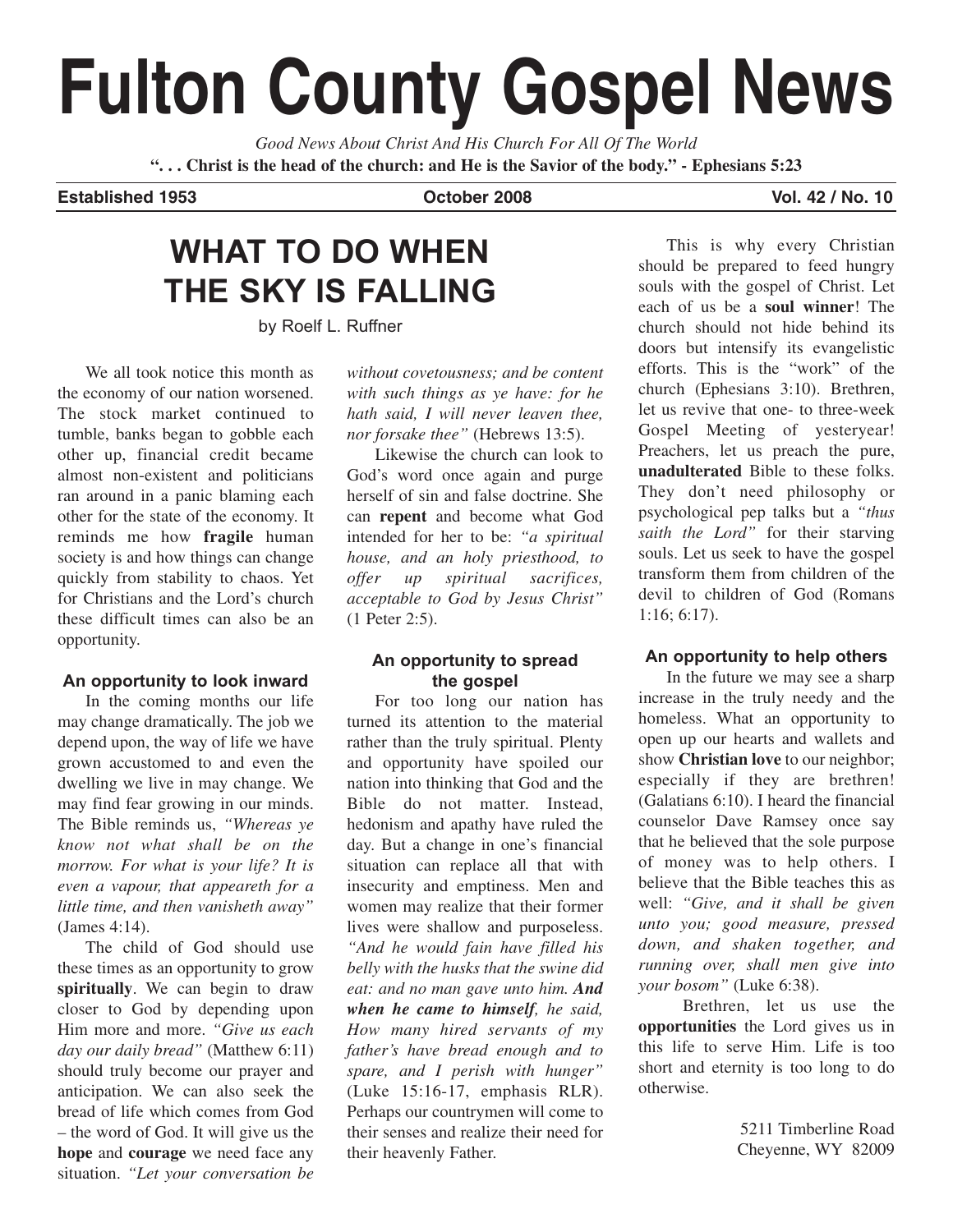# Fulton County Gospel News

*Good News About Christ And His Church For All Of The World*

**". . . Christ is the head of the church: and He is the Savior of the body." - Ephesians 5:23**

**Established 1953** **October 2008** **Vol. 42 / No. 10**

## WHAT TO DO WHEN THE SKY IS FALLING

by Roelf L. Ruffner

We all took notice this month as the economy of our nation worsened. The stock market continued to tumble, banks began to gobble each other up, financial credit became almost non-existent and politicians ran around in a panic blaming each other for the state of the economy. It reminds me how **fragile** human society is and how things can change quickly from stability to chaos. Yet for Christians and the Lord's church these difficult times can also be an opportunity.

### An opportunity to look inward

In the coming months our life may change dramatically. The job we depend upon, the way of life we have grown accustomed to and even the dwelling we live in may change. We may find fear growing in our minds. The Bible reminds us, *"Whereas ye know not what shall be on the morrow. For what is your life? It is even a vapour, that appeareth for a little time, and then vanisheth away"* (James 4:14).

The child of God should use these times as an opportunity to grow **spiritually**. We can begin to draw closer to God by depending upon Him more and more. *"Give us each day our daily bread"* (Matthew 6:11) should truly become our prayer and anticipation. We can also seek the bread of life which comes from God – the word of God. It will give us the **hope** and **courage** we need face any situation. *"Let your conversation be without covetousness; and be content with such things as ye have: for he hath said, I will never leaven thee, nor forsake thee"* (Hebrews 13:5).

Likewise the church can look to God's word once again and purge herself of sin and false doctrine. She can **repent** and become what God intended for her to be: *"a spiritual house, and an holy priesthood, to offer up spiritual sacrifices, acceptable to God by Jesus Christ"* (1 Peter 2:5).

### An opportunity to spread the gospel

For too long our nation has turned its attention to the material rather than the truly spiritual. Plenty and opportunity have spoiled our nation into thinking that God and the Bible do not matter. Instead, hedonism and apathy have ruled the day. But a change in one's financial situation can replace all that with insecurity and emptiness. Men and women may realize that their former lives were shallow and purposeless. *"And he would fain have filled his belly with the husks that the swine did eat: and no man gave unto him. **And when he came to himself**, he said, How many hired servants of my father's have bread enough and to spare, and I perish with hunger"* (Luke 15:16-17, emphasis RLR). Perhaps our countrymen will come to their senses and realize their need for their heavenly Father.

This is why every Christian should be prepared to feed hungry souls with the gospel of Christ. Let each of us be a **soul winner**! The church should not hide behind its doors but intensify its evangelistic efforts. This is the "work" of the church (Ephesians 3:10). Brethren, let us revive that one- to three-week Gospel Meeting of yesteryear! Preachers, let us preach the pure, **unadulterated** Bible to these folks. They don't need philosophy or psychological pep talks but a *"thus saith the Lord"* for their starving souls. Let us seek to have the gospel transform them from children of the devil to children of God (Romans 1:16; 6:17).

### An opportunity to help others

In the future we may see a sharp increase in the truly needy and the homeless. What an opportunity to open up our hearts and wallets and show **Christian love** to our neighbor; especially if they are brethren! (Galatians 6:10). I heard the financial counselor Dave Ramsey once say that he believed that the sole purpose of money was to help others. I believe that the Bible teaches this as well: *"Give, and it shall be given unto you; good measure, pressed down, and shaken together, and running over, shall men give into your bosom"* (Luke 6:38).

Brethren, let us use the **opportunities** the Lord gives us in this life to serve Him. Life is too short and eternity is too long to do otherwise.

5211 Timberline Road
Cheyenne, WY 82009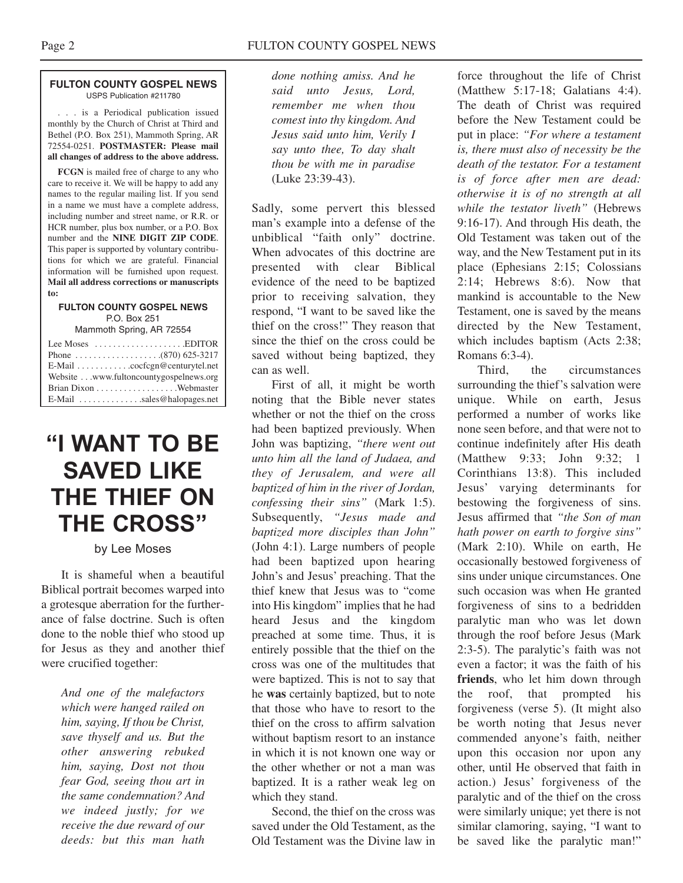**FULTON COUNTY GOSPEL NEWS**
USPS Publication #211780

. . . is a Periodical publication issued monthly by the Church of Christ at Third and Bethel (P.O. Box 251), Mammoth Spring, AR 72554-0251. **POSTMASTER: Please mail all changes of address to the above address.**

**FCGN** is mailed free of charge to any who care to receive it. We will be happy to add any names to the regular mailing list. If you send in a name we must have a complete address, including number and street name, or R.R. or HCR number, plus box number, or a P.O. Box number and the **NINE DIGIT ZIP CODE**. This paper is supported by voluntary contributions for which we are grateful. Financial information will be furnished upon request. **Mail all address corrections or manuscripts to:**

**FULTON COUNTY GOSPEL NEWS**
P.O. Box 251
Mammoth Spring, AR 72554

Lee Moses . . . . . . . . . . . . . . . . . . . .EDITOR
Phone . . . . . . . . . . . . . . . . . . .(870) 625-3217
E-Mail . . . . . . . . . . . .cocfcgn@centurytel.net
Website . . .www.fultoncountygospelnews.org
Brian Dixon . . . . . . . . . . . . . . . . . .Webmaster
E-Mail . . . . . . . . . . . . . .sales@halopages.net

# "I WANT TO BE SAVED LIKE THE THIEF ON THE CROSS"

by Lee Moses

It is shameful when a beautiful Biblical portrait becomes warped into a grotesque aberration for the furtherance of false doctrine. Such is often done to the noble thief who stood up for Jesus as they and another thief were crucified together:

> *And one of the malefactors which were hanged railed on him, saying, If thou be Christ, save thyself and us. But the other answering rebuked him, saying, Dost not thou fear God, seeing thou art in the same condemnation? And we indeed justly; for we receive the due reward of our deeds: but this man hath done nothing amiss. And he said unto Jesus, Lord, remember me when thou comest into thy kingdom. And Jesus said unto him, Verily I say unto thee, To day shalt thou be with me in paradise* (Luke 23:39-43).

Sadly, some pervert this blessed man's example into a defense of the unbiblical "faith only" doctrine. When advocates of this doctrine are presented with clear Biblical evidence of the need to be baptized prior to receiving salvation, they respond, "I want to be saved like the thief on the cross!" They reason that since the thief on the cross could be saved without being baptized, they can as well.

First of all, it might be worth noting that the Bible never states whether or not the thief on the cross had been baptized previously. When John was baptizing, *"there went out unto him all the land of Judaea, and they of Jerusalem, and were all baptized of him in the river of Jordan, confessing their sins"* (Mark 1:5). Subsequently, *"Jesus made and baptized more disciples than John"* (John 4:1). Large numbers of people had been baptized upon hearing John's and Jesus' preaching. That the thief knew that Jesus was to "come into His kingdom" implies that he had heard Jesus and the kingdom preached at some time. Thus, it is entirely possible that the thief on the cross was one of the multitudes that were baptized. This is not to say that he **was** certainly baptized, but to note that those who have to resort to the thief on the cross to affirm salvation without baptism resort to an instance in which it is not known one way or the other whether or not a man was baptized. It is a rather weak leg on which they stand.

Second, the thief on the cross was saved under the Old Testament, as the Old Testament was the Divine law in force throughout the life of Christ (Matthew 5:17-18; Galatians 4:4). The death of Christ was required before the New Testament could be put in place: *"For where a testament is, there must also of necessity be the death of the testator. For a testament is of force after men are dead: otherwise it is of no strength at all while the testator liveth"* (Hebrews 9:16-17). And through His death, the Old Testament was taken out of the way, and the New Testament put in its place (Ephesians 2:15; Colossians 2:14; Hebrews 8:6). Now that mankind is accountable to the New Testament, one is saved by the means directed by the New Testament, which includes baptism (Acts 2:38; Romans 6:3-4).

Third, the circumstances surrounding the thief's salvation were unique. While on earth, Jesus performed a number of works like none seen before, and that were not to continue indefinitely after His death (Matthew 9:33; John 9:32; 1 Corinthians 13:8). This included Jesus' varying determinants for bestowing the forgiveness of sins. Jesus affirmed that *"the Son of man hath power on earth to forgive sins"* (Mark 2:10). While on earth, He occasionally bestowed forgiveness of sins under unique circumstances. One such occasion was when He granted forgiveness of sins to a bedridden paralytic man who was let down through the roof before Jesus (Mark 2:3-5). The paralytic's faith was not even a factor; it was the faith of his **friends**, who let him down through the roof, that prompted his forgiveness (verse 5). (It might also be worth noting that Jesus never commended anyone's faith, neither upon this occasion nor upon any other, until He observed that faith in action.) Jesus' forgiveness of the paralytic and of the thief on the cross were similarly unique; yet there is not similar clamoring, saying, "I want to be saved like the paralytic man!"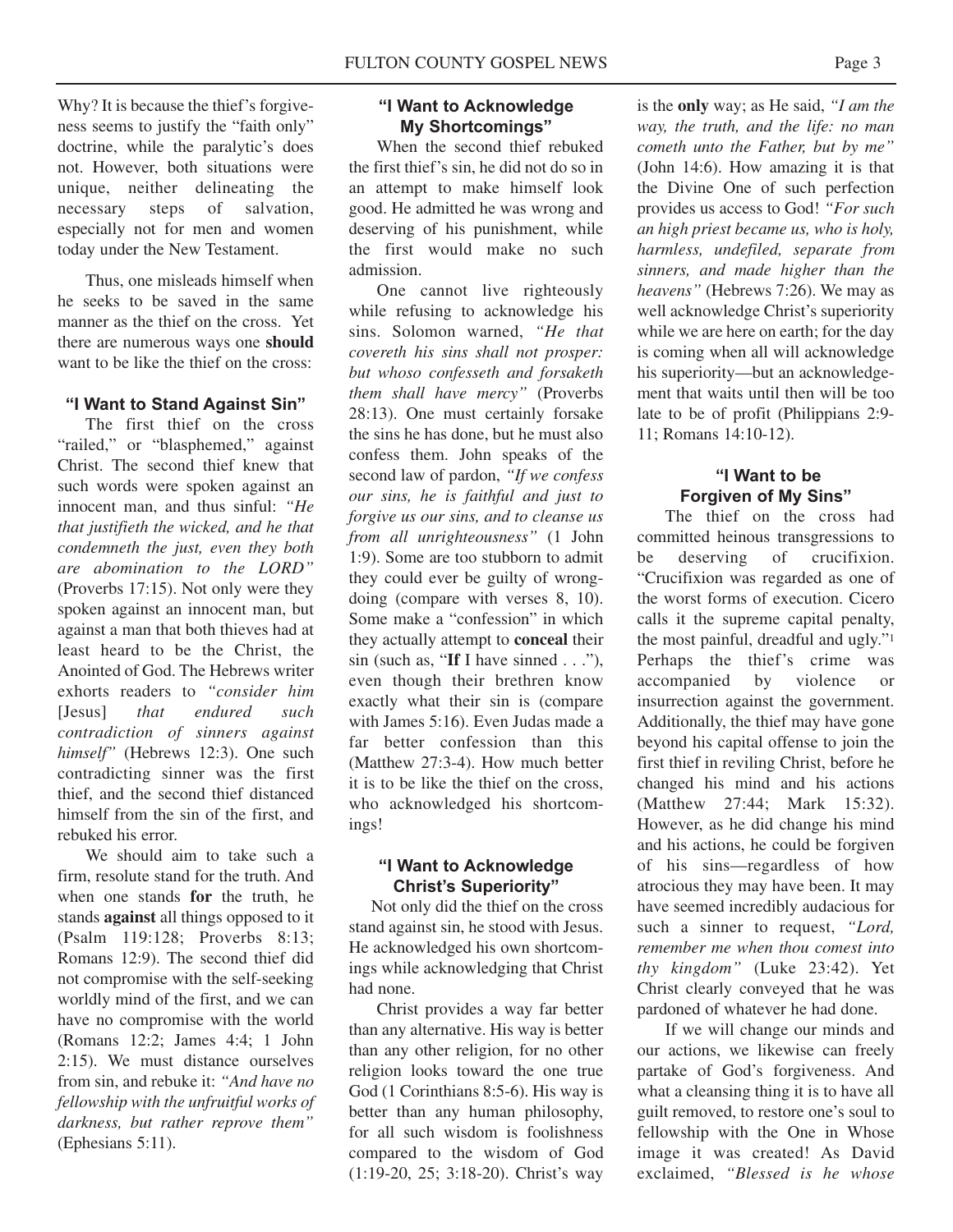Why? It is because the thief's forgiveness seems to justify the "faith only" doctrine, while the paralytic's does not. However, both situations were unique, neither delineating the necessary steps of salvation, especially not for men and women today under the New Testament.

Thus, one misleads himself when he seeks to be saved in the same manner as the thief on the cross. Yet there are numerous ways one **should** want to be like the thief on the cross:

### "I Want to Stand Against Sin"

The first thief on the cross "railed," or "blasphemed," against Christ. The second thief knew that such words were spoken against an innocent man, and thus sinful: *"He that justifieth the wicked, and he that condemneth the just, even they both are abomination to the LORD"* (Proverbs 17:15). Not only were they spoken against an innocent man, but against a man that both thieves had at least heard to be the Christ, the Anointed of God. The Hebrews writer exhorts readers to *"consider him* [Jesus] *that endured such contradiction of sinners against himself"* (Hebrews 12:3). One such contradicting sinner was the first thief, and the second thief distanced himself from the sin of the first, and rebuked his error.

We should aim to take such a firm, resolute stand for the truth. And when one stands **for** the truth, he stands **against** all things opposed to it (Psalm 119:128; Proverbs 8:13; Romans 12:9). The second thief did not compromise with the self-seeking worldly mind of the first, and we can have no compromise with the world (Romans 12:2; James 4:4; 1 John 2:15). We must distance ourselves from sin, and rebuke it: *"And have no fellowship with the unfruitful works of darkness, but rather reprove them"* (Ephesians 5:11).

### "I Want to Acknowledge My Shortcomings"

When the second thief rebuked the first thief's sin, he did not do so in an attempt to make himself look good. He admitted he was wrong and deserving of his punishment, while the first would make no such admission.

One cannot live righteously while refusing to acknowledge his sins. Solomon warned, *"He that covereth his sins shall not prosper: but whoso confesseth and forsaketh them shall have mercy"* (Proverbs 28:13). One must certainly forsake the sins he has done, but he must also confess them. John speaks of the second law of pardon, *"If we confess our sins, he is faithful and just to forgive us our sins, and to cleanse us from all unrighteousness"* (1 John 1:9). Some are too stubborn to admit they could ever be guilty of wrongdoing (compare with verses 8, 10). Some make a "confession" in which they actually attempt to **conceal** their sin (such as, "**If** I have sinned . . ."), even though their brethren know exactly what their sin is (compare with James 5:16). Even Judas made a far better confession than this (Matthew 27:3-4). How much better it is to be like the thief on the cross, who acknowledged his shortcomings!

### "I Want to Acknowledge Christ's Superiority"

Not only did the thief on the cross stand against sin, he stood with Jesus. He acknowledged his own shortcomings while acknowledging that Christ had none.

Christ provides a way far better than any alternative. His way is better than any other religion, for no other religion looks toward the one true God (1 Corinthians 8:5-6). His way is better than any human philosophy, for all such wisdom is foolishness compared to the wisdom of God (1:19-20, 25; 3:18-20). Christ's way is the **only** way; as He said, *"I am the way, the truth, and the life: no man cometh unto the Father, but by me"* (John 14:6). How amazing it is that the Divine One of such perfection provides us access to God! *"For such an high priest became us, who is holy, harmless, undefiled, separate from sinners, and made higher than the heavens"* (Hebrews 7:26). We may as well acknowledge Christ's superiority while we are here on earth; for the day is coming when all will acknowledge his superiority—but an acknowledgement that waits until then will be too late to be of profit (Philippians 2:9-11; Romans 14:10-12).

### "I Want to be Forgiven of My Sins"

The thief on the cross had committed heinous transgressions to be deserving of crucifixion. "Crucifixion was regarded as one of the worst forms of execution. Cicero calls it the supreme capital penalty, the most painful, dreadful and ugly."[1] Perhaps the thief's crime was accompanied by violence or insurrection against the government. Additionally, the thief may have gone beyond his capital offense to join the first thief in reviling Christ, before he changed his mind and his actions (Matthew 27:44; Mark 15:32). However, as he did change his mind and his actions, he could be forgiven of his sins—regardless of how atrocious they may have been. It may have seemed incredibly audacious for such a sinner to request, *"Lord, remember me when thou comest into thy kingdom"* (Luke 23:42). Yet Christ clearly conveyed that he was pardoned of whatever he had done.

If we will change our minds and our actions, we likewise can freely partake of God's forgiveness. And what a cleansing thing it is to have all guilt removed, to restore one's soul to fellowship with the One in Whose image it was created! As David exclaimed, *"Blessed is he whose*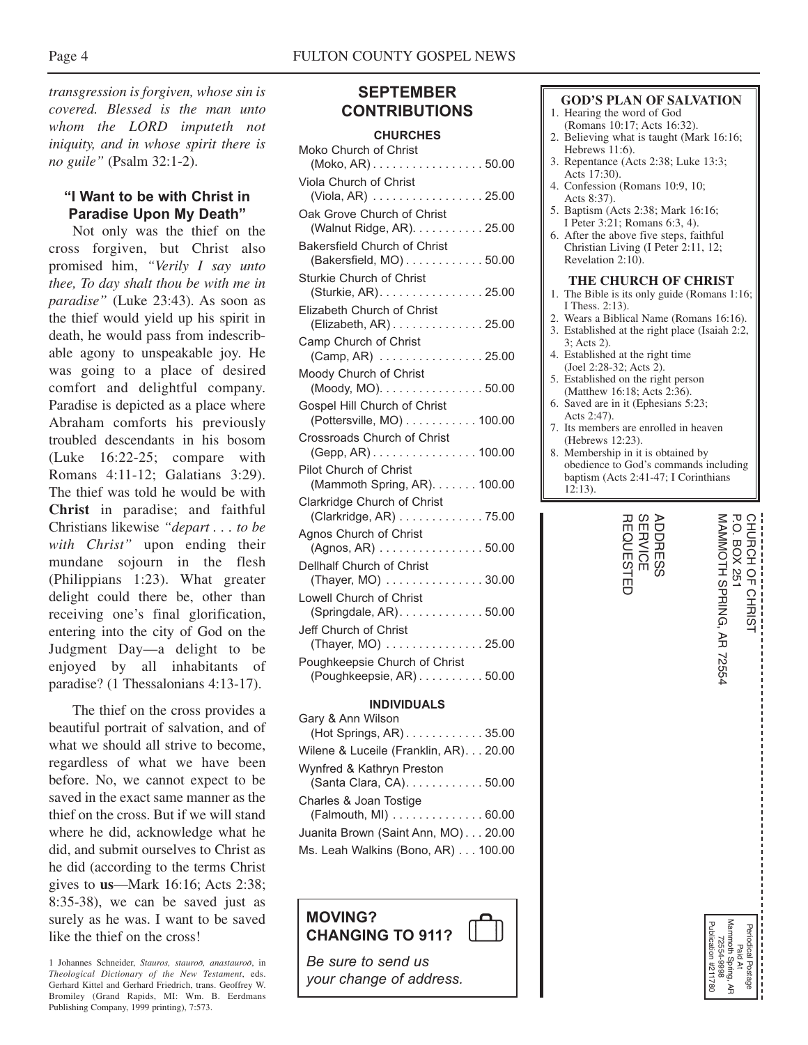*transgression is forgiven, whose sin is covered. Blessed is the man unto whom the LORD imputeth not iniquity, and in whose spirit there is no guile"* (Psalm 32:1-2).

### "I Want to be with Christ in Paradise Upon My Death"

Not only was the thief on the cross forgiven, but Christ also promised him, *"Verily I say unto thee, To day shalt thou be with me in paradise"* (Luke 23:43). As soon as the thief would yield up his spirit in death, he would pass from indescribable agony to unspeakable joy. He was going to a place of desired comfort and delightful company. Paradise is depicted as a place where Abraham comforts his previously troubled descendants in his bosom (Luke 16:22-25; compare with Romans 4:11-12; Galatians 3:29). The thief was told he would be with **Christ** in paradise; and faithful Christians likewise *"depart . . . to be with Christ"* upon ending their mundane sojourn in the flesh (Philippians 1:23). What greater delight could there be, other than receiving one's final glorification, entering into the city of God on the Judgment Day—a delight to be enjoyed by all inhabitants of paradise? (1 Thessalonians 4:13-17).

The thief on the cross provides a beautiful portrait of salvation, and of what we should all strive to become, regardless of what we have been before. No, we cannot expect to be saved in the exact same manner as the thief on the cross. But if we will stand where he did, acknowledge what he did, and submit ourselves to Christ as he did (according to the terms Christ gives to **us**—Mark 16:16; Acts 2:38; 8:35-38), we can be saved just as surely as he was. I want to be saved like the thief on the cross!

1 Johannes Schneider, *Stauros, stauroō, anastauroō*, in *Theological Dictionary of the New Testament*, eds. Gerhard Kittel and Gerhard Friedrich, trans. Geoffrey W. Bromiley (Grand Rapids, MI: Wm. B. Eerdmans Publishing Company, 1999 printing), 7:573.

## SEPTEMBER CONTRIBUTIONS

**CHURCHES**

| | |
|---|---|
| Moko Church of Christ (Moko, AR) | 50.00 |
| Viola Church of Christ (Viola, AR) | 25.00 |
| Oak Grove Church of Christ (Walnut Ridge, AR) | 25.00 |
| Bakersfield Church of Christ (Bakersfield, MO) | 50.00 |
| Sturkie Church of Christ (Sturkie, AR) | 25.00 |
| Elizabeth Church of Christ (Elizabeth, AR) | 25.00 |
| Camp Church of Christ (Camp, AR) | 25.00 |
| Moody Church of Christ (Moody, MO) | 50.00 |
| Gospel Hill Church of Christ (Pottersville, MO) | 100.00 |
| Crossroads Church of Christ (Gepp, AR) | 100.00 |
| Pilot Church of Christ (Mammoth Spring, AR) | 100.00 |
| Clarkridge Church of Christ (Clarkridge, AR) | 75.00 |
| Agnos Church of Christ (Agnos, AR) | 50.00 |
| Dellhalf Church of Christ (Thayer, MO) | 30.00 |
| Lowell Church of Christ (Springdale, AR) | 50.00 |
| Jeff Church of Christ (Thayer, MO) | 25.00 |
| Poughkeepsie Church of Christ (Poughkeepsie, AR) | 50.00 |

**INDIVIDUALS**

| | |
|---|---|
| Gary & Ann Wilson (Hot Springs, AR) | 35.00 |
| Wilene & Luceile (Franklin, AR) | 20.00 |
| Wynfred & Kathryn Preston (Santa Clara, CA) | 50.00 |
| Charles & Joan Tostige (Falmouth, MI) | 60.00 |
| Juanita Brown (Saint Ann, MO) | 20.00 |
| Ms. Leah Walkins (Bono, AR) | 100.00 |

**MOVING? CHANGING TO 911?**

*Be sure to send us your change of address.*

### GOD'S PLAN OF SALVATION

1. Hearing the word of God (Romans 10:17; Acts 16:32).
2. Believing what is taught (Mark 16:16; Hebrews 11:6).
3. Repentance (Acts 2:38; Luke 13:3; Acts 17:30).
4. Confession (Romans 10:9, 10; Acts 8:37).
5. Baptism (Acts 2:38; Mark 16:16; I Peter 3:21; Romans 6:3, 4).
6. After the above five steps, faithful Christian Living (I Peter 2:11, 12; Revelation 2:10).

### THE CHURCH OF CHRIST

1. The Bible is its only guide (Romans 1:16; I Thess. 2:13).
2. Wears a Biblical Name (Romans 16:16).
3. Established at the right place (Isaiah 2:2, 3; Acts 2).
4. Established at the right time (Joel 2:28-32; Acts 2).
5. Established on the right person (Matthew 16:18; Acts 2:36).
6. Saved are in it (Ephesians 5:23; Acts 2:47).
7. Its members are enrolled in heaven (Hebrews 12:23).
8. Membership in it is obtained by obedience to God's commands including baptism (Acts 2:41-47; I Corinthians 12:13).

CHURCH OF CHRIST
P.O. BOX 251
MAMMOTH SPRING, AR 72554

ADDRESS SERVICE REQUESTED

Periodical Postage Paid At Mammoth Spring, AR 72554-9998 Publication #211780